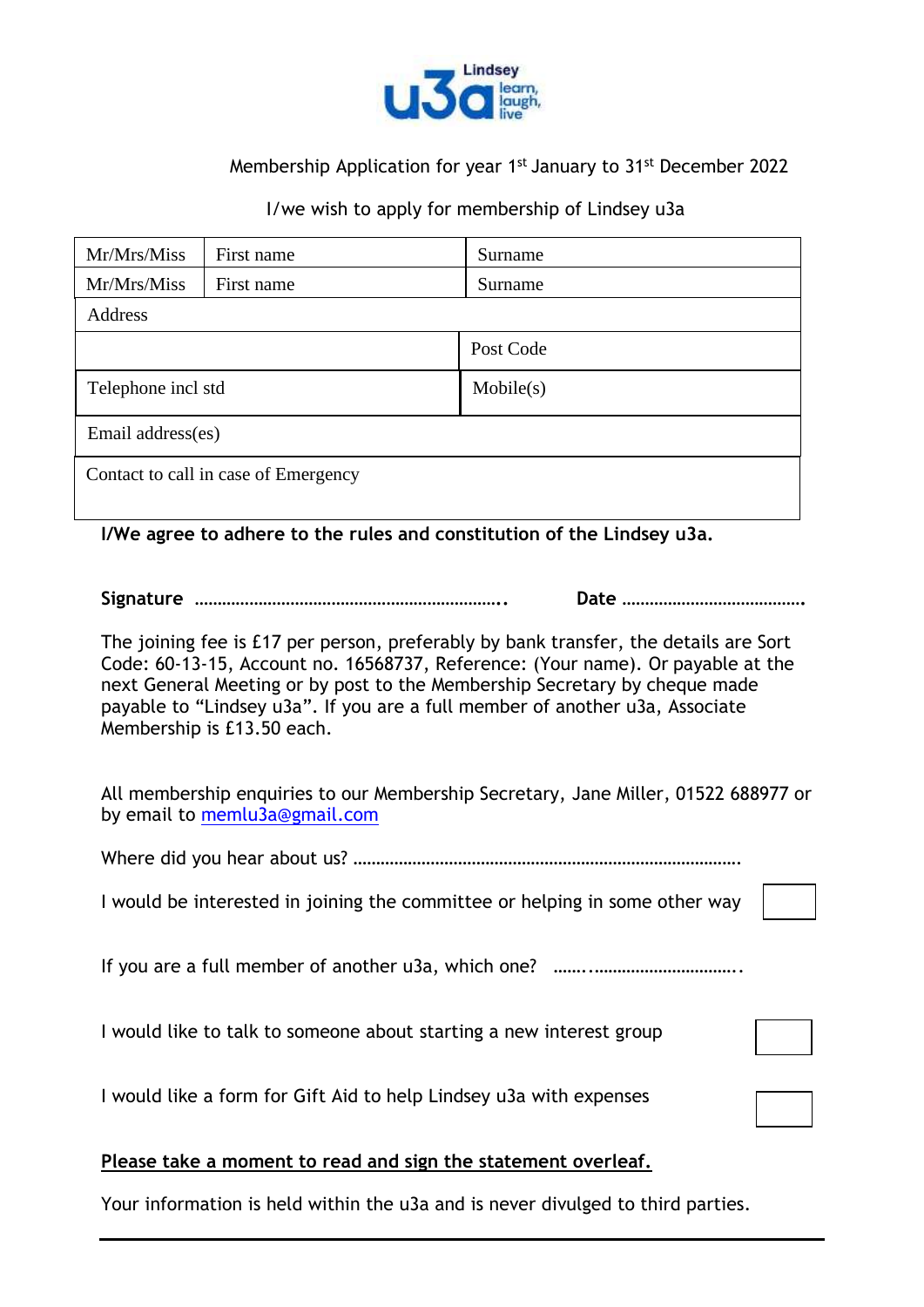Lindsey u3a learn, laugh, live

Membership Application for year 1st January to 31st December 2022

I/we wish to apply for membership of Lindsey u3a

| Mr/Mrs/Miss | First name | Surname |
|---|---|---|
| Mr/Mrs/Miss | First name | Surname |
| Address | | |
| | | Post Code |
| Telephone incl std | | Mobile(s) |
| Email address(es) | | |
| Contact to call in case of Emergency | | |

**I/We agree to adhere to the rules and constitution of the Lindsey u3a.**

**Signature** …………………………………………………………..  **Date** ………………………………….

The joining fee is £17 per person, preferably by bank transfer, the details are Sort Code: 60-13-15, Account no. 16568737, Reference: (Your name). Or payable at the next General Meeting or by post to the Membership Secretary by cheque made payable to "Lindsey u3a". If you are a full member of another u3a, Associate Membership is £13.50 each.

All membership enquiries to our Membership Secretary, Jane Miller, 01522 688977 or by email to memlu3a@gmail.com

Where did you hear about us? ………………………………………………………………………….

I would be interested in joining the committee or helping in some other way ☐

If you are a full member of another u3a, which one? ……..…………………………..

I would like to talk to someone about starting a new interest group ☐

I would like a form for Gift Aid to help Lindsey u3a with expenses ☐

**Please take a moment to read and sign the statement overleaf.**

Your information is held within the u3a and is never divulged to third parties.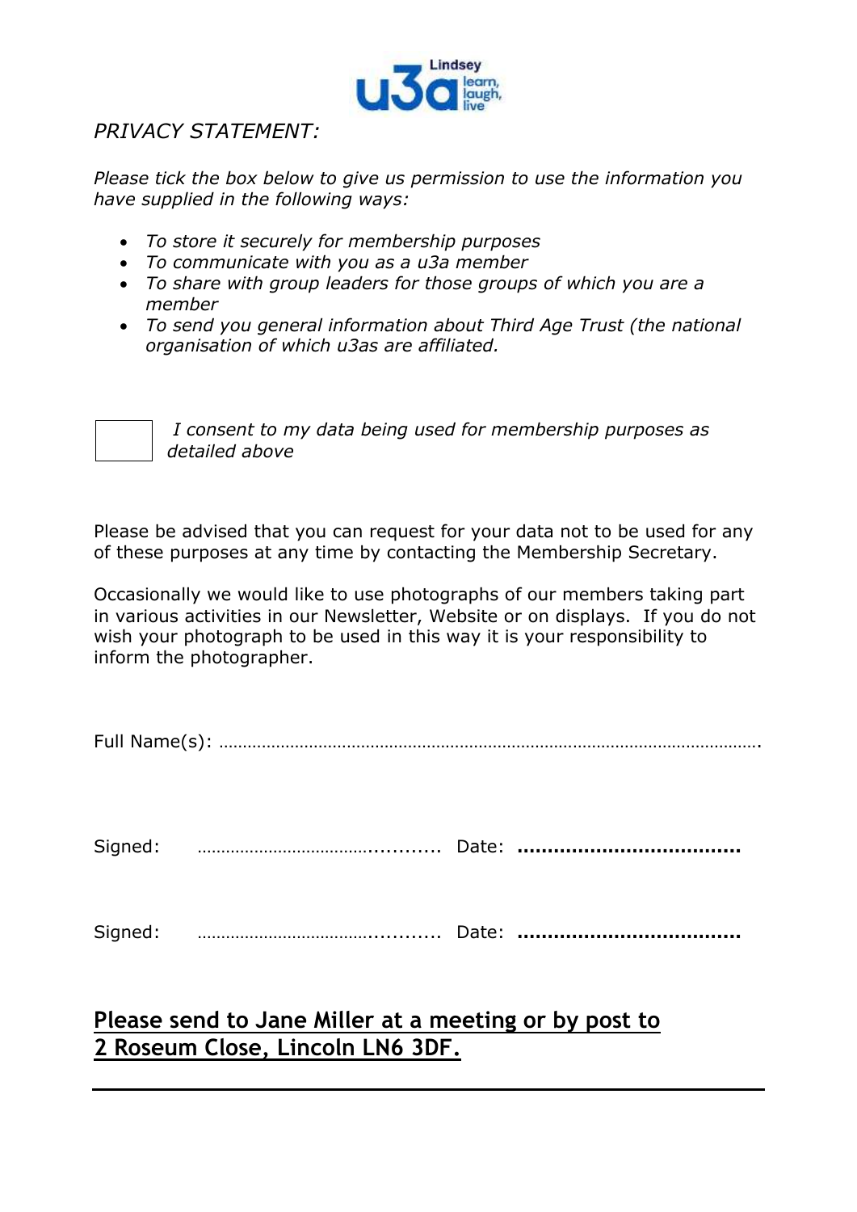*PRIVACY STATEMENT:*

*Please tick the box below to give us permission to use the information you have supplied in the following ways:*

- *To store it securely for membership purposes*
- *To communicate with you as a u3a member*
- *To share with group leaders for those groups of which you are a member*
- *To send you general information about Third Age Trust (the national organisation of which u3as are affiliated.*

☐ *I consent to my data being used for membership purposes as detailed above*

Please be advised that you can request for your data not to be used for any of these purposes at any time by contacting the Membership Secretary.

Occasionally we would like to use photographs of our members taking part in various activities in our Newsletter, Website or on displays. If you do not wish your photograph to be used in this way it is your responsibility to inform the photographer.

Full Name(s): ……………………………………………………………………………………………………….

Signed: ……………………………........... Date: **……………………………….**

Signed: ……………………………........... Date: **……………………………….**

**Please send to Jane Miller at a meeting or by post to 2 Roseum Close, Lincoln LN6 3DF.**